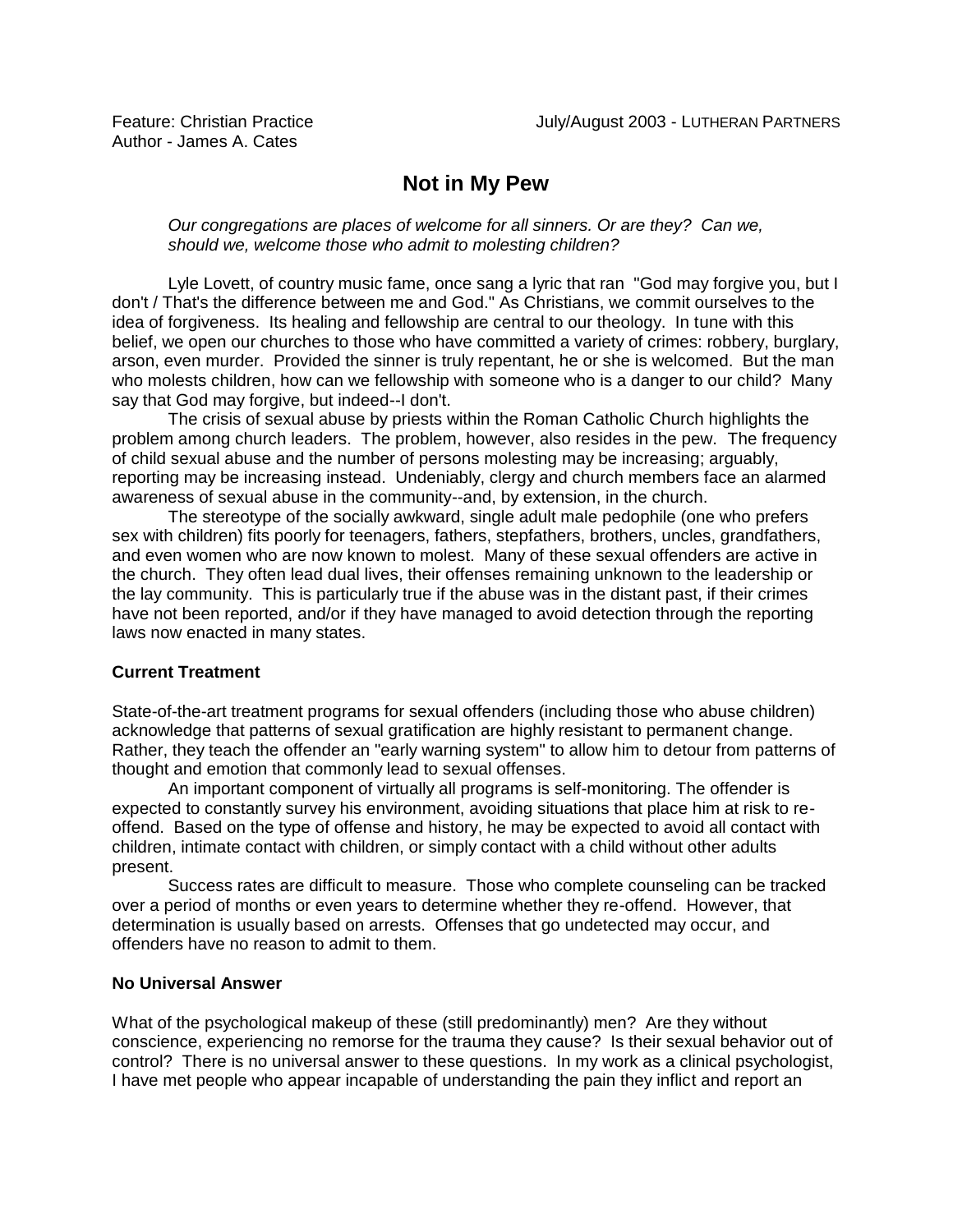Feature: Christian Practice  
Author - James A. Cates

July/August 2003 - LUTHERAN PARTNERS

# Not in My Pew

*Our congregations are places of welcome for all sinners. Or are they? Can we, should we, welcome those who admit to molesting children?*

Lyle Lovett, of country music fame, once sang a lyric that ran "God may forgive you, but I don't / That's the difference between me and God." As Christians, we commit ourselves to the idea of forgiveness. Its healing and fellowship are central to our theology. In tune with this belief, we open our churches to those who have committed a variety of crimes: robbery, burglary, arson, even murder. Provided the sinner is truly repentant, he or she is welcomed. But the man who molests children, how can we fellowship with someone who is a danger to our child? Many say that God may forgive, but indeed--I don't.

The crisis of sexual abuse by priests within the Roman Catholic Church highlights the problem among church leaders. The problem, however, also resides in the pew. The frequency of child sexual abuse and the number of persons molesting may be increasing; arguably, reporting may be increasing instead. Undeniably, clergy and church members face an alarmed awareness of sexual abuse in the community--and, by extension, in the church.

The stereotype of the socially awkward, single adult male pedophile (one who prefers sex with children) fits poorly for teenagers, fathers, stepfathers, brothers, uncles, grandfathers, and even women who are now known to molest. Many of these sexual offenders are active in the church. They often lead dual lives, their offenses remaining unknown to the leadership or the lay community. This is particularly true if the abuse was in the distant past, if their crimes have not been reported, and/or if they have managed to avoid detection through the reporting laws now enacted in many states.

### Current Treatment

State-of-the-art treatment programs for sexual offenders (including those who abuse children) acknowledge that patterns of sexual gratification are highly resistant to permanent change. Rather, they teach the offender an "early warning system" to allow him to detour from patterns of thought and emotion that commonly lead to sexual offenses.

An important component of virtually all programs is self-monitoring. The offender is expected to constantly survey his environment, avoiding situations that place him at risk to re-offend. Based on the type of offense and history, he may be expected to avoid all contact with children, intimate contact with children, or simply contact with a child without other adults present.

Success rates are difficult to measure. Those who complete counseling can be tracked over a period of months or even years to determine whether they re-offend. However, that determination is usually based on arrests. Offenses that go undetected may occur, and offenders have no reason to admit to them.

### No Universal Answer

What of the psychological makeup of these (still predominantly) men? Are they without conscience, experiencing no remorse for the trauma they cause? Is their sexual behavior out of control? There is no universal answer to these questions. In my work as a clinical psychologist, I have met people who appear incapable of understanding the pain they inflict and report an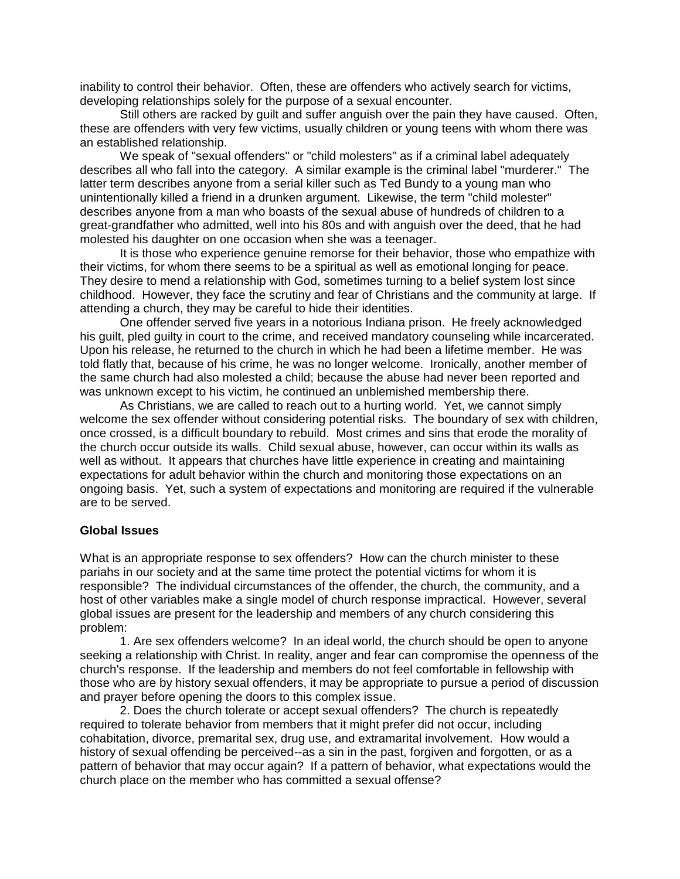inability to control their behavior. Often, these are offenders who actively search for victims, developing relationships solely for the purpose of a sexual encounter.

Still others are racked by guilt and suffer anguish over the pain they have caused. Often, these are offenders with very few victims, usually children or young teens with whom there was an established relationship.

We speak of "sexual offenders" or "child molesters" as if a criminal label adequately describes all who fall into the category. A similar example is the criminal label "murderer." The latter term describes anyone from a serial killer such as Ted Bundy to a young man who unintentionally killed a friend in a drunken argument. Likewise, the term "child molester" describes anyone from a man who boasts of the sexual abuse of hundreds of children to a great-grandfather who admitted, well into his 80s and with anguish over the deed, that he had molested his daughter on one occasion when she was a teenager.

It is those who experience genuine remorse for their behavior, those who empathize with their victims, for whom there seems to be a spiritual as well as emotional longing for peace. They desire to mend a relationship with God, sometimes turning to a belief system lost since childhood. However, they face the scrutiny and fear of Christians and the community at large. If attending a church, they may be careful to hide their identities.

One offender served five years in a notorious Indiana prison. He freely acknowledged his guilt, pled guilty in court to the crime, and received mandatory counseling while incarcerated. Upon his release, he returned to the church in which he had been a lifetime member. He was told flatly that, because of his crime, he was no longer welcome. Ironically, another member of the same church had also molested a child; because the abuse had never been reported and was unknown except to his victim, he continued an unblemished membership there.

As Christians, we are called to reach out to a hurting world. Yet, we cannot simply welcome the sex offender without considering potential risks. The boundary of sex with children, once crossed, is a difficult boundary to rebuild. Most crimes and sins that erode the morality of the church occur outside its walls. Child sexual abuse, however, can occur within its walls as well as without. It appears that churches have little experience in creating and maintaining expectations for adult behavior within the church and monitoring those expectations on an ongoing basis. Yet, such a system of expectations and monitoring are required if the vulnerable are to be served.

**Global Issues**

What is an appropriate response to sex offenders? How can the church minister to these pariahs in our society and at the same time protect the potential victims for whom it is responsible? The individual circumstances of the offender, the church, the community, and a host of other variables make a single model of church response impractical. However, several global issues are present for the leadership and members of any church considering this problem:

1. Are sex offenders welcome? In an ideal world, the church should be open to anyone seeking a relationship with Christ. In reality, anger and fear can compromise the openness of the church's response. If the leadership and members do not feel comfortable in fellowship with those who are by history sexual offenders, it may be appropriate to pursue a period of discussion and prayer before opening the doors to this complex issue.

2. Does the church tolerate or accept sexual offenders? The church is repeatedly required to tolerate behavior from members that it might prefer did not occur, including cohabitation, divorce, premarital sex, drug use, and extramarital involvement. How would a history of sexual offending be perceived--as a sin in the past, forgiven and forgotten, or as a pattern of behavior that may occur again? If a pattern of behavior, what expectations would the church place on the member who has committed a sexual offense?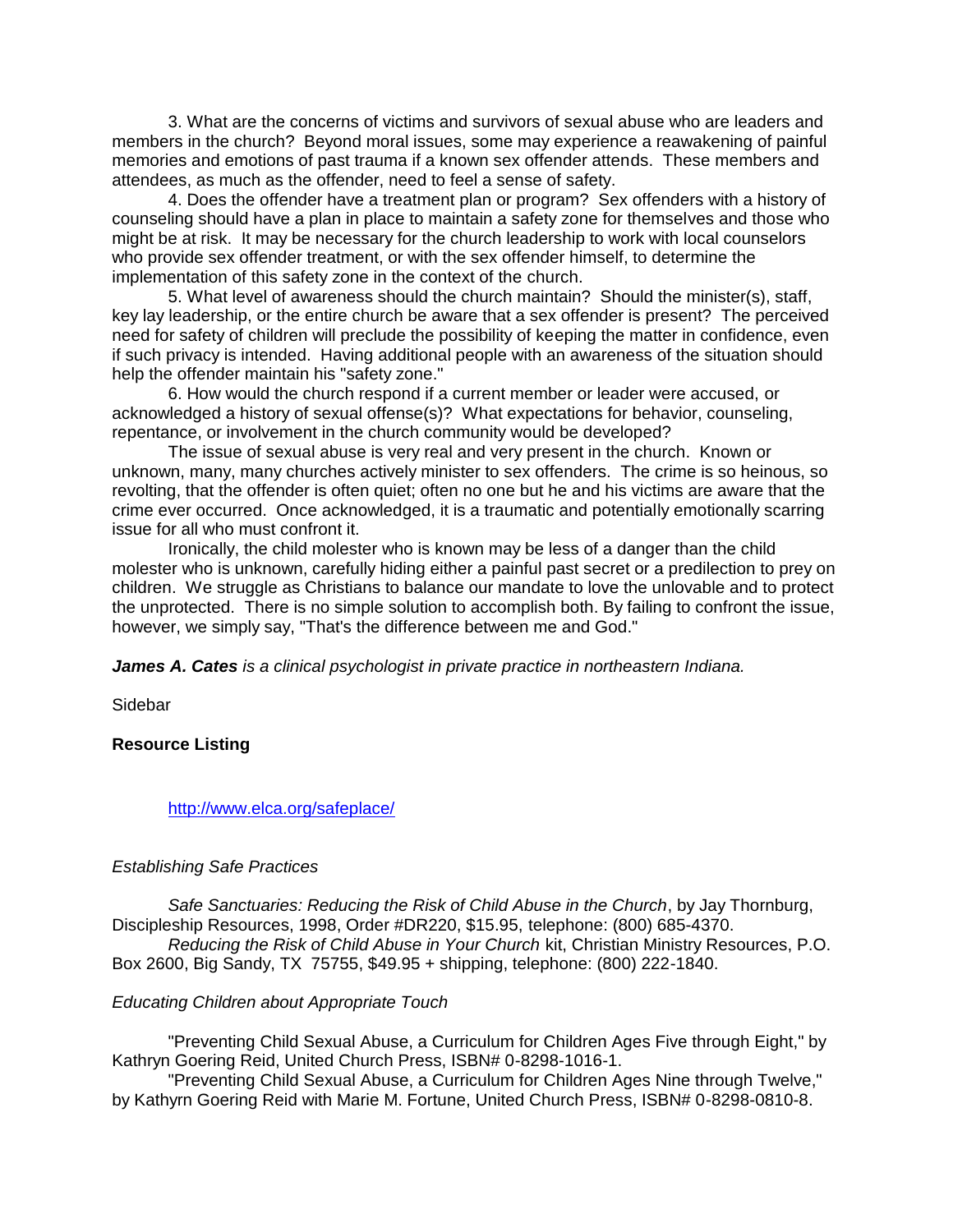3. What are the concerns of victims and survivors of sexual abuse who are leaders and members in the church? Beyond moral issues, some may experience a reawakening of painful memories and emotions of past trauma if a known sex offender attends. These members and attendees, as much as the offender, need to feel a sense of safety.

4. Does the offender have a treatment plan or program? Sex offenders with a history of counseling should have a plan in place to maintain a safety zone for themselves and those who might be at risk. It may be necessary for the church leadership to work with local counselors who provide sex offender treatment, or with the sex offender himself, to determine the implementation of this safety zone in the context of the church.

5. What level of awareness should the church maintain? Should the minister(s), staff, key lay leadership, or the entire church be aware that a sex offender is present? The perceived need for safety of children will preclude the possibility of keeping the matter in confidence, even if such privacy is intended. Having additional people with an awareness of the situation should help the offender maintain his "safety zone."

6. How would the church respond if a current member or leader were accused, or acknowledged a history of sexual offense(s)? What expectations for behavior, counseling, repentance, or involvement in the church community would be developed?

The issue of sexual abuse is very real and very present in the church. Known or unknown, many, many churches actively minister to sex offenders. The crime is so heinous, so revolting, that the offender is often quiet; often no one but he and his victims are aware that the crime ever occurred. Once acknowledged, it is a traumatic and potentially emotionally scarring issue for all who must confront it.

Ironically, the child molester who is known may be less of a danger than the child molester who is unknown, carefully hiding either a painful past secret or a predilection to prey on children. We struggle as Christians to balance our mandate to love the unlovable and to protect the unprotected. There is no simple solution to accomplish both. By failing to confront the issue, however, we simply say, "That's the difference between me and God."

***James A. Cates*** *is a clinical psychologist in private practice in northeastern Indiana.*

Sidebar

**Resource Listing**

http://www.elca.org/safeplace/

*Establishing Safe Practices*

*Safe Sanctuaries: Reducing the Risk of Child Abuse in the Church*, by Jay Thornburg, Discipleship Resources, 1998, Order #DR220, $15.95, telephone: (800) 685-4370.

*Reducing the Risk of Child Abuse in Your Church* kit, Christian Ministry Resources, P.O. Box 2600, Big Sandy, TX 75755, $49.95 + shipping, telephone: (800) 222-1840.

*Educating Children about Appropriate Touch*

"Preventing Child Sexual Abuse, a Curriculum for Children Ages Five through Eight," by Kathryn Goering Reid, United Church Press, ISBN# 0-8298-1016-1.

"Preventing Child Sexual Abuse, a Curriculum for Children Ages Nine through Twelve," by Kathyrn Goering Reid with Marie M. Fortune, United Church Press, ISBN# 0-8298-0810-8.